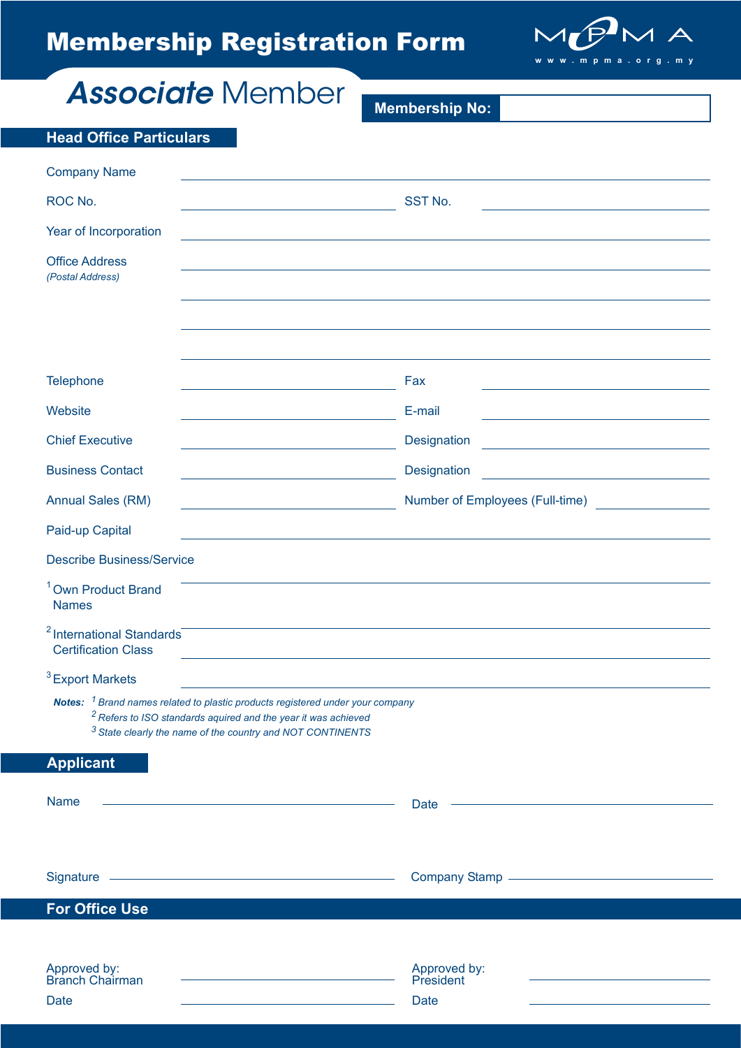# Membership Registration Form

MPMA
www.mpma.org.my

## *Associate* Member

**Membership No:** ______________

## Head Office Particulars

Company Name ______________________________

ROC No. ______________ SST No. ______________

Year of Incorporation ______________________________

Office Address
*(Postal Address)* ______________________________

______________________________

______________________________

______________________________

Telephone ______________ Fax ______________

Website ______________ E-mail ______________

Chief Executive ______________ Designation ______________

Business Contact ______________ Designation ______________

Annual Sales (RM) ______________ Number of Employees (Full-time) ______________

Paid-up Capital ______________________________

Describe Business/Service

[1] Own Product Brand Names ______________________________

[2] International Standards Certification Class ______________________________

______________________________

[3] Export Markets ______________________________

***Notes:*** *[1] Brand names related to plastic products registered under your company*
*[2] Refers to ISO standards aquired and the year it was achieved*
*[3] State clearly the name of the country and NOT CONTINENTS*

## Applicant

Name ______________ Date ______________

Signature ______________ Company Stamp ______________

## For Office Use

Approved by: Branch Chairman ______________ Approved by: President ______________

Date ______________ Date ______________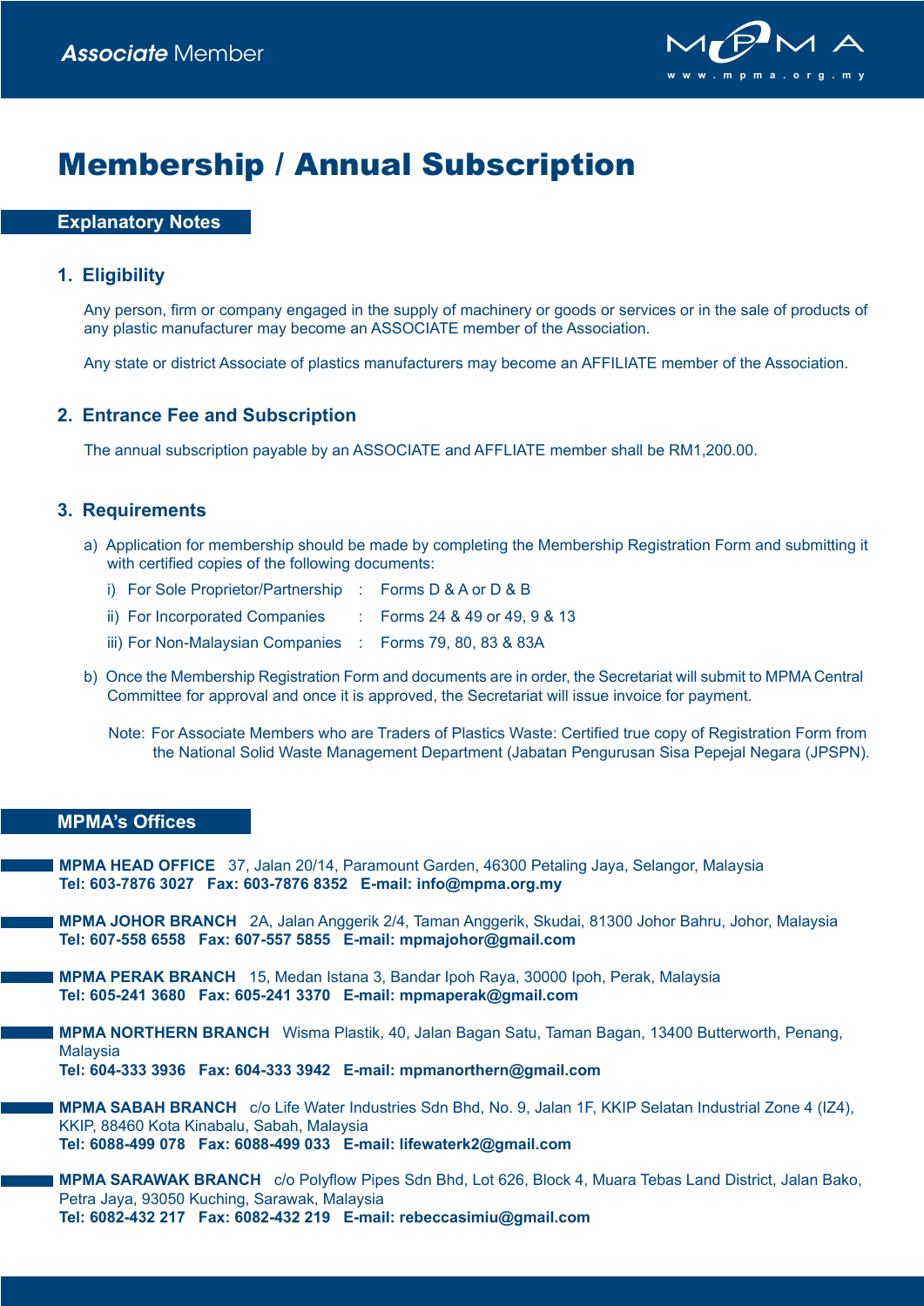*Associate* Member

# Membership / Annual Subscription

## Explanatory Notes

### 1. Eligibility

Any person, firm or company engaged in the supply of machinery or goods or services or in the sale of products of any plastic manufacturer may become an ASSOCIATE member of the Association.

Any state or district Associate of plastics manufacturers may become an AFFILIATE member of the Association.

### 2. Entrance Fee and Subscription

The annual subscription payable by an ASSOCIATE and AFFLIATE member shall be RM1,200.00.

### 3. Requirements

a) Application for membership should be made by completing the Membership Registration Form and submitting it with certified copies of the following documents:

- i) For Sole Proprietor/Partnership : Forms D & A or D & B
- ii) For Incorporated Companies : Forms 24 & 49 or 49, 9 & 13
- iii) For Non-Malaysian Companies : Forms 79, 80, 83 & 83A

b) Once the Membership Registration Form and documents are in order, the Secretariat will submit to MPMA Central Committee for approval and once it is approved, the Secretariat will issue invoice for payment.

Note: For Associate Members who are Traders of Plastics Waste: Certified true copy of Registration Form from the National Solid Waste Management Department (Jabatan Pengurusan Sisa Pepejal Negara (JPSPN).

## MPMA's Offices

**MPMA HEAD OFFICE** 37, Jalan 20/14, Paramount Garden, 46300 Petaling Jaya, Selangor, Malaysia
**Tel: 603-7876 3027 Fax: 603-7876 8352 E-mail: info@mpma.org.my**

**MPMA JOHOR BRANCH** 2A, Jalan Anggerik 2/4, Taman Anggerik, Skudai, 81300 Johor Bahru, Johor, Malaysia
**Tel: 607-558 6558 Fax: 607-557 5855 E-mail: mpmajohor@gmail.com**

**MPMA PERAK BRANCH** 15, Medan Istana 3, Bandar Ipoh Raya, 30000 Ipoh, Perak, Malaysia
**Tel: 605-241 3680 Fax: 605-241 3370 E-mail: mpmaperak@gmail.com**

**MPMA NORTHERN BRANCH** Wisma Plastik, 40, Jalan Bagan Satu, Taman Bagan, 13400 Butterworth, Penang, Malaysia
**Tel: 604-333 3936 Fax: 604-333 3942 E-mail: mpmanorthern@gmail.com**

**MPMA SABAH BRANCH** c/o Life Water Industries Sdn Bhd, No. 9, Jalan 1F, KKIP Selatan Industrial Zone 4 (IZ4), KKIP, 88460 Kota Kinabalu, Sabah, Malaysia
**Tel: 6088-499 078 Fax: 6088-499 033 E-mail: lifewaterk2@gmail.com**

**MPMA SARAWAK BRANCH** c/o Polyflow Pipes Sdn Bhd, Lot 626, Block 4, Muara Tebas Land District, Jalan Bako, Petra Jaya, 93050 Kuching, Sarawak, Malaysia
**Tel: 6082-432 217 Fax: 6082-432 219 E-mail: rebeccasimiu@gmail.com**